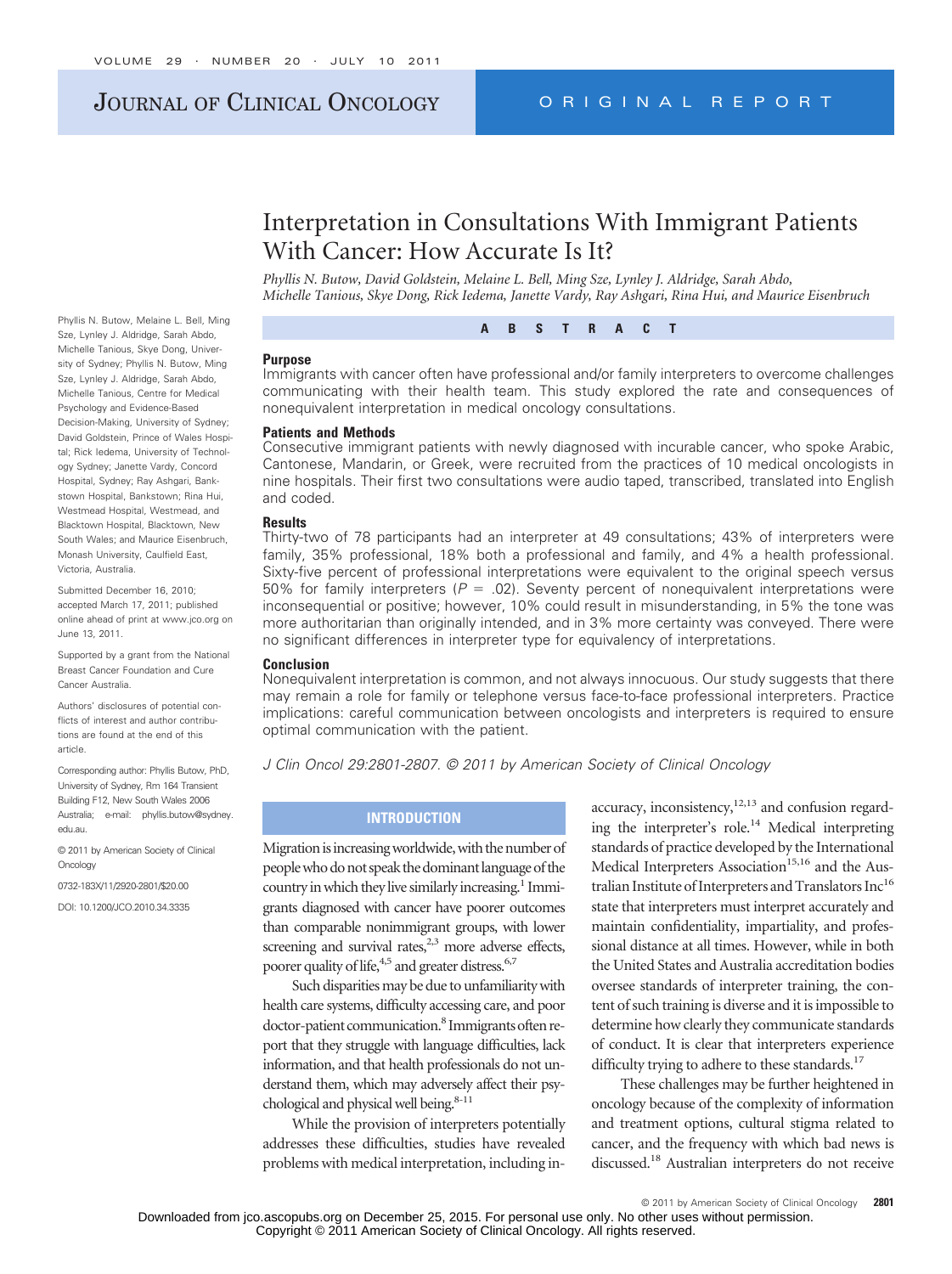# Interpretation in Consultations With Immigrant Patients With Cancer: How Accurate Is It?

*Phyllis N. Butow, David Goldstein, Melaine L. Bell, Ming Sze, Lynley J. Aldridge, Sarah Abdo, Michelle Tanious, Skye Dong, Rick Iedema, Janette Vardy, Ray Ashgari, Rina Hui, and Maurice Eisenbruch*

Phyllis N. Butow, Melaine L. Bell, Ming Sze, Lynley J. Aldridge, Sarah Abdo, Michelle Tanious, Skye Dong, University of Sydney; Phyllis N. Butow, Ming Sze, Lynley J. Aldridge, Sarah Abdo, Michelle Tanious, Centre for Medical Psychology and Evidence-Based Decision-Making, University of Sydney; David Goldstein, Prince of Wales Hospital; Rick Iedema, University of Technology Sydney; Janette Vardy, Concord Hospital, Sydney; Ray Ashgari, Bankstown Hospital, Bankstown; Rina Hui, Westmead Hospital, Westmead, and Blacktown Hospital, Blacktown, New South Wales; and Maurice Eisenbruch, Monash University, Caulfield East, Victoria, Australia.

Submitted December 16, 2010; accepted March 17, 2011; published online ahead of print at www.jco.org on June 13, 2011.

Supported by a grant from the National Breast Cancer Foundation and Cure Cancer Australia.

Authors' disclosures of potential conflicts of interest and author contributions are found at the end of this article.

Corresponding author: Phyllis Butow, PhD, University of Sydney, Rm 164 Transient Building F12, New South Wales 2006 Australia; e-mail: phyllis.butow@sydney.edu.au.

© 2011 by American Society of Clinical Oncology

0732-183X/11/2920-2801/$20.00

DOI: 10.1200/JCO.2010.34.3335

## ABSTRACT

### Purpose

Immigrants with cancer often have professional and/or family interpreters to overcome challenges communicating with their health team. This study explored the rate and consequences of nonequivalent interpretation in medical oncology consultations.

### Patients and Methods

Consecutive immigrant patients with newly diagnosed with incurable cancer, who spoke Arabic, Cantonese, Mandarin, or Greek, were recruited from the practices of 10 medical oncologists in nine hospitals. Their first two consultations were audio taped, transcribed, translated into English and coded.

### Results

Thirty-two of 78 participants had an interpreter at 49 consultations; 43% of interpreters were family, 35% professional, 18% both a professional and family, and 4% a health professional. Sixty-five percent of professional interpretations were equivalent to the original speech versus 50% for family interpreters ($P = .02$). Seventy percent of nonequivalent interpretations were inconsequential or positive; however, 10% could result in misunderstanding, in 5% the tone was more authoritarian than originally intended, and in 3% more certainty was conveyed. There were no significant differences in interpreter type for equivalency of interpretations.

### Conclusion

Nonequivalent interpretation is common, and not always innocuous. Our study suggests that there may remain a role for family or telephone versus face-to-face professional interpreters. Practice implications: careful communication between oncologists and interpreters is required to ensure optimal communication with the patient.

*J Clin Oncol 29:2801-2807. © 2011 by American Society of Clinical Oncology*

## INTRODUCTION

Migration is increasing worldwide, with the number of people who do not speak the dominant language of the country in which they live similarly increasing.[1] Immigrants diagnosed with cancer have poorer outcomes than comparable nonimmigrant groups, with lower screening and survival rates,[2,3] more adverse effects, poorer quality of life,[4,5] and greater distress.[6,7]

Such disparities may be due to unfamiliarity with health care systems, difficulty accessing care, and poor doctor-patient communication.[8] Immigrants often report that they struggle with language difficulties, lack information, and that health professionals do not understand them, which may adversely affect their psychological and physical well being.[8-11]

While the provision of interpreters potentially addresses these difficulties, studies have revealed problems with medical interpretation, including inaccuracy, inconsistency,[12,13] and confusion regarding the interpreter's role.[14] Medical interpreting standards of practice developed by the International Medical Interpreters Association[15,16] and the Australian Institute of Interpreters and Translators Inc[16] state that interpreters must interpret accurately and maintain confidentiality, impartiality, and professional distance at all times. However, while in both the United States and Australia accreditation bodies oversee standards of interpreter training, the content of such training is diverse and it is impossible to determine how clearly they communicate standards of conduct. It is clear that interpreters experience difficulty trying to adhere to these standards.[17]

These challenges may be further heightened in oncology because of the complexity of information and treatment options, cultural stigma related to cancer, and the frequency with which bad news is discussed.[18] Australian interpreters do not receive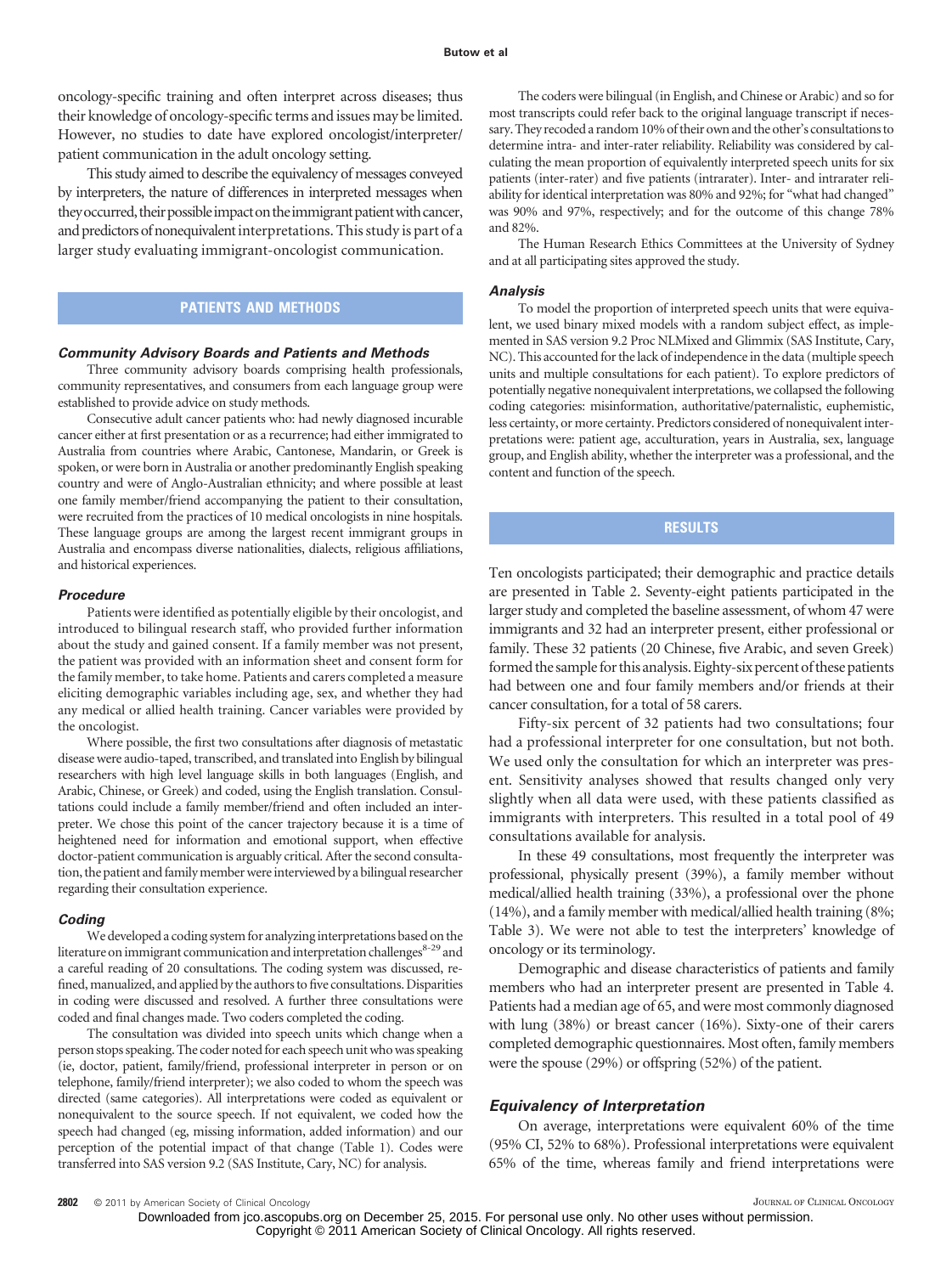oncology-specific training and often interpret across diseases; thus their knowledge of oncology-specific terms and issues may be limited. However, no studies to date have explored oncologist/interpreter/patient communication in the adult oncology setting.

This study aimed to describe the equivalency of messages conveyed by interpreters, the nature of differences in interpreted messages when they occurred, their possible impact on the immigrant patient with cancer, and predictors of nonequivalent interpretations. This study is part of a larger study evaluating immigrant-oncologist communication.

## PATIENTS AND METHODS

### *Community Advisory Boards and Patients and Methods*

Three community advisory boards comprising health professionals, community representatives, and consumers from each language group were established to provide advice on study methods.

Consecutive adult cancer patients who: had newly diagnosed incurable cancer either at first presentation or as a recurrence; had either immigrated to Australia from countries where Arabic, Cantonese, Mandarin, or Greek is spoken, or were born in Australia or another predominantly English speaking country and were of Anglo-Australian ethnicity; and where possible at least one family member/friend accompanying the patient to their consultation, were recruited from the practices of 10 medical oncologists in nine hospitals. These language groups are among the largest recent immigrant groups in Australia and encompass diverse nationalities, dialects, religious affiliations, and historical experiences.

### *Procedure*

Patients were identified as potentially eligible by their oncologist, and introduced to bilingual research staff, who provided further information about the study and gained consent. If a family member was not present, the patient was provided with an information sheet and consent form for the family member, to take home. Patients and carers completed a measure eliciting demographic variables including age, sex, and whether they had any medical or allied health training. Cancer variables were provided by the oncologist.

Where possible, the first two consultations after diagnosis of metastatic disease were audio-taped, transcribed, and translated into English by bilingual researchers with high level language skills in both languages (English, and Arabic, Chinese, or Greek) and coded, using the English translation. Consultations could include a family member/friend and often included an interpreter. We chose this point of the cancer trajectory because it is a time of heightened need for information and emotional support, when effective doctor-patient communication is arguably critical. After the second consultation, the patient and family member were interviewed by a bilingual researcher regarding their consultation experience.

### *Coding*

We developed a coding system for analyzing interpretations based on the literature on immigrant communication and interpretation challenges[8-29] and a careful reading of 20 consultations. The coding system was discussed, refined, manualized, and applied by the authors to five consultations. Disparities in coding were discussed and resolved. A further three consultations were coded and final changes made. Two coders completed the coding.

The consultation was divided into speech units which change when a person stops speaking. The coder noted for each speech unit who was speaking (ie, doctor, patient, family/friend, professional interpreter in person or on telephone, family/friend interpreter); we also coded to whom the speech was directed (same categories). All interpretations were coded as equivalent or nonequivalent to the source speech. If not equivalent, we coded how the speech had changed (eg, missing information, added information) and our perception of the potential impact of that change (Table 1). Codes were transferred into SAS version 9.2 (SAS Institute, Cary, NC) for analysis.

The coders were bilingual (in English, and Chinese or Arabic) and so for most transcripts could refer back to the original language transcript if necessary. They recoded a random 10% of their own and the other's consultations to determine intra- and inter-rater reliability. Reliability was considered by calculating the mean proportion of equivalently interpreted speech units for six patients (inter-rater) and five patients (intrarater). Inter- and intrarater reliability for identical interpretation was 80% and 92%; for "what had changed" was 90% and 97%, respectively; and for the outcome of this change 78% and 82%.

The Human Research Ethics Committees at the University of Sydney and at all participating sites approved the study.

### *Analysis*

To model the proportion of interpreted speech units that were equivalent, we used binary mixed models with a random subject effect, as implemented in SAS version 9.2 Proc NLMixed and Glimmix (SAS Institute, Cary, NC). This accounted for the lack of independence in the data (multiple speech units and multiple consultations for each patient). To explore predictors of potentially negative nonequivalent interpretations, we collapsed the following coding categories: misinformation, authoritative/paternalistic, euphemistic, less certainty, or more certainty. Predictors considered of nonequivalent interpretations were: patient age, acculturation, years in Australia, sex, language group, and English ability, whether the interpreter was a professional, and the content and function of the speech.

## RESULTS

Ten oncologists participated; their demographic and practice details are presented in Table 2. Seventy-eight patients participated in the larger study and completed the baseline assessment, of whom 47 were immigrants and 32 had an interpreter present, either professional or family. These 32 patients (20 Chinese, five Arabic, and seven Greek) formed the sample for this analysis. Eighty-six percent of these patients had between one and four family members and/or friends at their cancer consultation, for a total of 58 carers.

Fifty-six percent of 32 patients had two consultations; four had a professional interpreter for one consultation, but not both. We used only the consultation for which an interpreter was present. Sensitivity analyses showed that results changed only very slightly when all data were used, with these patients classified as immigrants with interpreters. This resulted in a total pool of 49 consultations available for analysis.

In these 49 consultations, most frequently the interpreter was professional, physically present (39%), a family member without medical/allied health training (33%), a professional over the phone (14%), and a family member with medical/allied health training (8%; Table 3). We were not able to test the interpreters' knowledge of oncology or its terminology.

Demographic and disease characteristics of patients and family members who had an interpreter present are presented in Table 4. Patients had a median age of 65, and were most commonly diagnosed with lung (38%) or breast cancer (16%). Sixty-one of their carers completed demographic questionnaires. Most often, family members were the spouse (29%) or offspring (52%) of the patient.

### *Equivalency of Interpretation*

On average, interpretations were equivalent 60% of the time (95% CI, 52% to 68%). Professional interpretations were equivalent 65% of the time, whereas family and friend interpretations were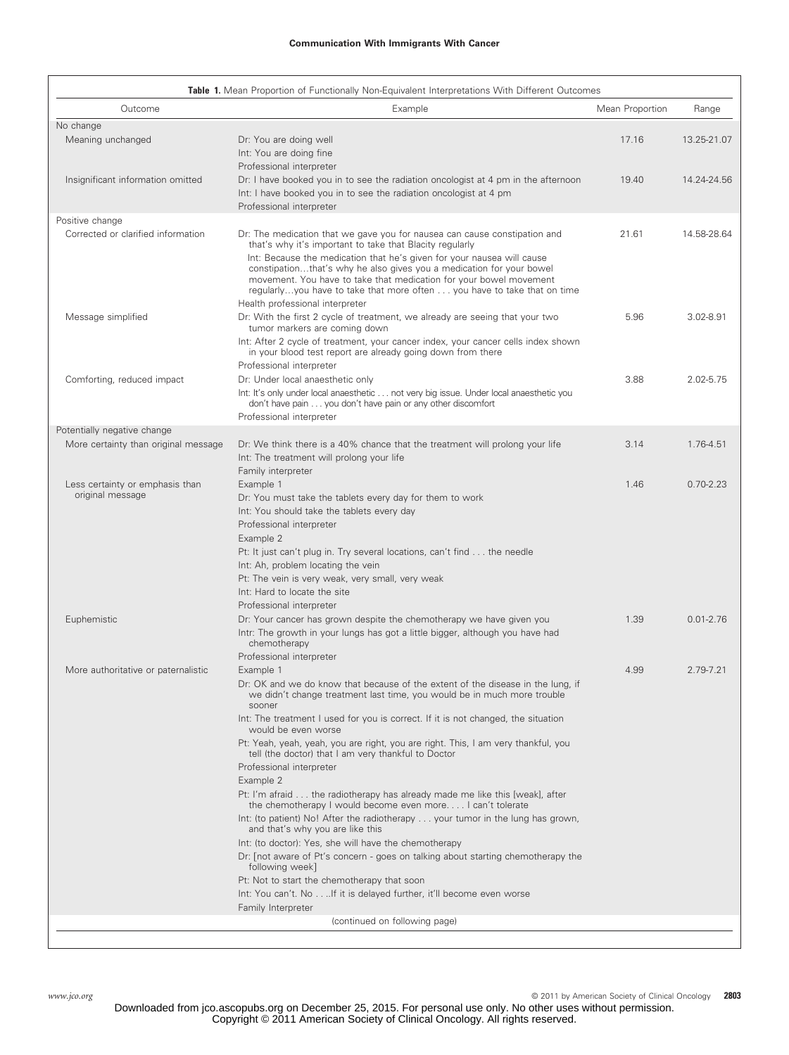**Table 1.** Mean Proportion of Functionally Non-Equivalent Interpretations With Different Outcomes

| Outcome | Example | Mean Proportion | Range |
|---|---|---|---|
| No change | | | |
| Meaning unchanged | Dr: You are doing well<br>Int: You are doing fine<br>Professional interpreter | 17.16 | 13.25-21.07 |
| Insignificant information omitted | Dr: I have booked you in to see the radiation oncologist at 4 pm in the afternoon<br>Int: I have booked you in to see the radiation oncologist at 4 pm<br>Professional interpreter | 19.40 | 14.24-24.56 |
| Positive change | | | |
| Corrected or clarified information | Dr: The medication that we gave you for nausea can cause constipation and that's why it's important to take that Blacity regularly<br>Int: Because the medication that he's given for your nausea will cause constipation…that's why he also gives you a medication for your bowel movement. You have to take that medication for your bowel movement regularly…you have to take that more often . . . you have to take that on time<br>Health professional interpreter | 21.61 | 14.58-28.64 |
| Message simplified | Dr: With the first 2 cycle of treatment, we already are seeing that your two tumor markers are coming down<br>Int: After 2 cycle of treatment, your cancer index, your cancer cells index shown in your blood test report are already going down from there<br>Professional interpreter | 5.96 | 3.02-8.91 |
| Comforting, reduced impact | Dr: Under local anaesthetic only<br>Int: It's only under local anaesthetic . . . not very big issue. Under local anaesthetic you don't have pain . . . you don't have pain or any other discomfort<br>Professional interpreter | 3.88 | 2.02-5.75 |
| Potentially negative change | | | |
| More certainty than original message | Dr: We think there is a 40% chance that the treatment will prolong your life<br>Int: The treatment will prolong your life<br>Family interpreter | 3.14 | 1.76-4.51 |
| Less certainty or emphasis than original message | Example 1<br>Dr: You must take the tablets every day for them to work<br>Int: You should take the tablets every day<br>Professional interpreter<br>Example 2<br>Pt: It just can't plug in. Try several locations, can't find . . . the needle<br>Int: Ah, problem locating the vein<br>Pt: The vein is very weak, very small, very weak<br>Int: Hard to locate the site<br>Professional interpreter | 1.46 | 0.70-2.23 |
| Euphemistic | Dr: Your cancer has grown despite the chemotherapy we have given you<br>Intr: The growth in your lungs has got a little bigger, although you have had chemotherapy<br>Professional interpreter | 1.39 | 0.01-2.76 |
| More authoritative or paternalistic | Example 1<br>Dr: OK and we do know that because of the extent of the disease in the lung, if we didn't change treatment last time, you would be in much more trouble sooner<br>Int: The treatment I used for you is correct. If it is not changed, the situation would be even worse<br>Pt: Yeah, yeah, yeah, you are right, you are right. This, I am very thankful, you tell (the doctor) that I am very thankful to Doctor<br>Professional interpreter<br>Example 2<br>Pt: I'm afraid . . . the radiotherapy has already made me like this [weak], after the chemotherapy I would become even more. . . . I can't tolerate<br>Int: (to patient) No! After the radiotherapy . . . your tumor in the lung has grown, and that's why you are like this<br>Int: (to doctor): Yes, she will have the chemotherapy<br>Dr: [not aware of Pt's concern - goes on talking about starting chemotherapy the following week]<br>Pt: Not to start the chemotherapy that soon<br>Int: You can't. No . . . .If it is delayed further, it'll become even worse<br>Family Interpreter | 4.99 | 2.79-7.21 |

(continued on following page)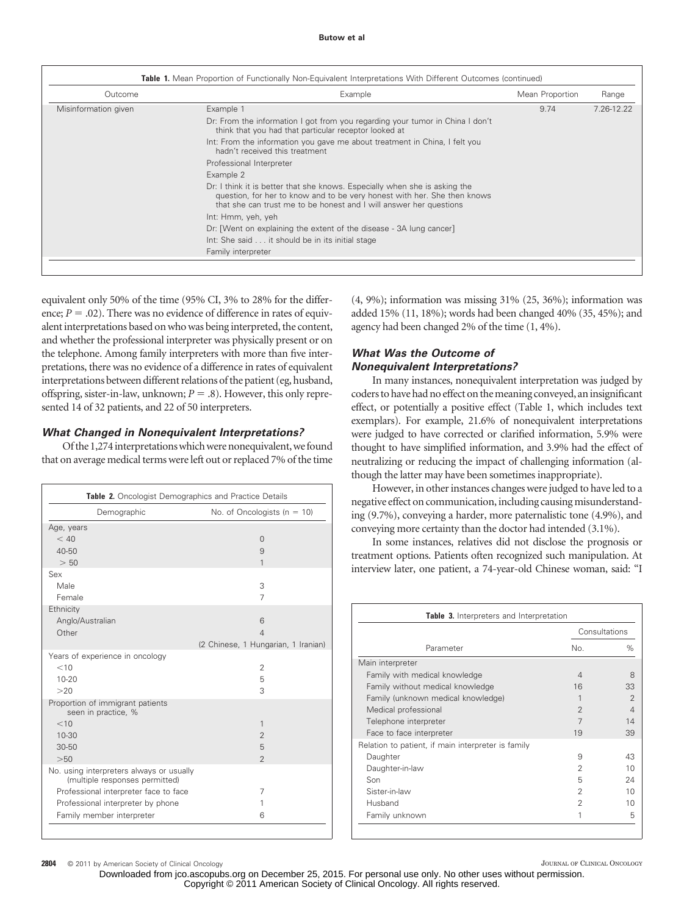**Table 1.** Mean Proportion of Functionally Non-Equivalent Interpretations With Different Outcomes (continued)

| Outcome | Example | Mean Proportion | Range |
|---|---|---|---|
| Misinformation given | Example 1 | 9.74 | 7.26-12.22 |
| | Dr: From the information I got from you regarding your tumor in China I don't think that you had that particular receptor looked at | | |
| | Int: From the information you gave me about treatment in China, I felt you hadn't received this treatment | | |
| | Professional Interpreter | | |
| | Example 2 | | |
| | Dr: I think it is better that she knows. Especially when she is asking the question, for her to know and to be very honest with her. She then knows that she can trust me to be honest and I will answer her questions | | |
| | Int: Hmm, yeh, yeh | | |
| | Dr: [Went on explaining the extent of the disease - 3A lung cancer] | | |
| | Int: She said . . . it should be in its initial stage | | |
| | Family interpreter | | |

equivalent only 50% of the time (95% CI, 3% to 28% for the difference; $P = .02$). There was no evidence of difference in rates of equivalent interpretations based on who was being interpreted, the content, and whether the professional interpreter was physically present or on the telephone. Among family interpreters with more than five interpretations, there was no evidence of a difference in rates of equivalent interpretations between different relations of the patient (eg, husband, offspring, sister-in-law, unknown; $P = .8$). However, this only represented 14 of 32 patients, and 22 of 50 interpreters.

### *What Changed in Nonequivalent Interpretations?*

Of the 1,274 interpretations which were nonequivalent, we found that on average medical terms were left out or replaced 7% of the time (4, 9%); information was missing 31% (25, 36%); information was added 15% (11, 18%); words had been changed 40% (35, 45%); and agency had been changed 2% of the time (1, 4%).

### *What Was the Outcome of Nonequivalent Interpretations?*

In many instances, nonequivalent interpretation was judged by coders to have had no effect on the meaning conveyed, an insignificant effect, or potentially a positive effect (Table 1, which includes text exemplars). For example, 21.6% of nonequivalent interpretations were judged to have corrected or clarified information, 5.9% were thought to have simplified information, and 3.9% had the effect of neutralizing or reducing the impact of challenging information (although the latter may have been sometimes inappropriate).

However, in other instances changes were judged to have led to a negative effect on communication, including causing misunderstanding (9.7%), conveying a harder, more paternalistic tone (4.9%), and conveying more certainty than the doctor had intended (3.1%).

In some instances, relatives did not disclose the prognosis or treatment options. Patients often recognized such manipulation. At interview later, one patient, a 74-year-old Chinese woman, said: "I

**Table 2.** Oncologist Demographics and Practice Details

| Demographic | No. of Oncologists (n = 10) |
|---|---|
| Age, years | |
| < 40 | 0 |
| 40-50 | 9 |
| > 50 | 1 |
| Sex | |
| Male | 3 |
| Female | 7 |
| Ethnicity | |
| Anglo/Australian | 6 |
| Other | 4 |
| | (2 Chinese, 1 Hungarian, 1 Iranian) |
| Years of experience in oncology | |
| <10 | 2 |
| 10-20 | 5 |
| >20 | 3 |
| Proportion of immigrant patients seen in practice, % | |
| <10 | 1 |
| 10-30 | 2 |
| 30-50 | 5 |
| >50 | 2 |
| No. using interpreters always or usually (multiple responses permitted) | |
| Professional interpreter face to face | 7 |
| Professional interpreter by phone | 1 |
| Family member interpreter | 6 |

**Table 3.** Interpreters and Interpretation

| Parameter | Consultations | |
|---|---|---|
| | No. | % |
| Main interpreter | | |
| Family with medical knowledge | 4 | 8 |
| Family without medical knowledge | 16 | 33 |
| Family (unknown medical knowledge) | 1 | 2 |
| Medical professional | 2 | 4 |
| Telephone interpreter | 7 | 14 |
| Face to face interpreter | 19 | 39 |
| Relation to patient, if main interpreter is family | | |
| Daughter | 9 | 43 |
| Daughter-in-law | 2 | 10 |
| Son | 5 | 24 |
| Sister-in-law | 2 | 10 |
| Husband | 2 | 10 |
| Family unknown | 1 | 5 |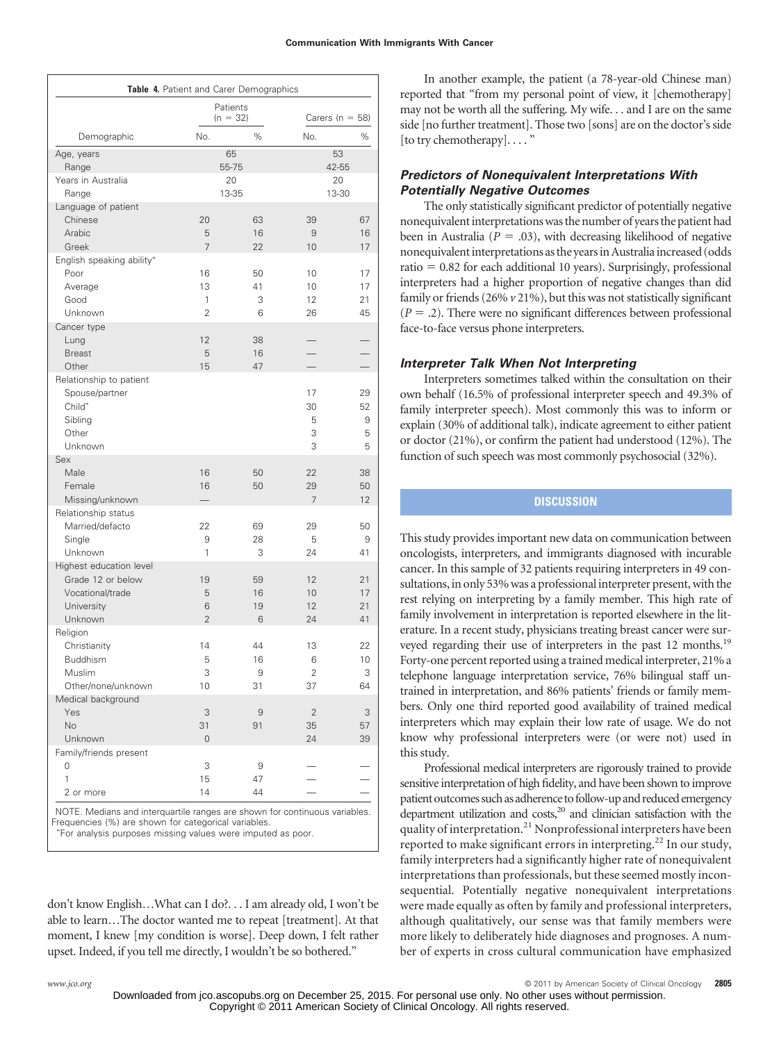**Table 4.** Patient and Carer Demographics

| Demographic | Patients (n = 32) No. | % | Carers (n = 58) No. | % |
|---|---|---|---|---|
| Age, years | 65 | | 53 | |
| Range | 55-75 | | 42-55 | |
| Years in Australia | 20 | | 20 | |
| Range | 13-35 | | 13-30 | |
| Language of patient | | | | |
| Chinese | 20 | 63 | 39 | 67 |
| Arabic | 5 | 16 | 9 | 16 |
| Greek | 7 | 22 | 10 | 17 |
| English speaking ability* | | | | |
| Poor | 16 | 50 | 10 | 17 |
| Average | 13 | 41 | 10 | 17 |
| Good | 1 | 3 | 12 | 21 |
| Unknown | 2 | 6 | 26 | 45 |
| Cancer type | | | | |
| Lung | 12 | 38 | — | — |
| Breast | 5 | 16 | — | — |
| Other | 15 | 47 | — | — |
| Relationship to patient | | | | |
| Spouse/partner | | | 17 | 29 |
| Child* | | | 30 | 52 |
| Sibling | | | 5 | 9 |
| Other | | | 3 | 5 |
| Unknown | | | 3 | 5 |
| Sex | | | | |
| Male | 16 | 50 | 22 | 38 |
| Female | 16 | 50 | 29 | 50 |
| Missing/unknown | — | | 7 | 12 |
| Relationship status | | | | |
| Married/defacto | 22 | 69 | 29 | 50 |
| Single | 9 | 28 | 5 | 9 |
| Unknown | 1 | 3 | 24 | 41 |
| Highest education level | | | | |
| Grade 12 or below | 19 | 59 | 12 | 21 |
| Vocational/trade | 5 | 16 | 10 | 17 |
| University | 6 | 19 | 12 | 21 |
| Unknown | 2 | 6 | 24 | 41 |
| Religion | | | | |
| Christianity | 14 | 44 | 13 | 22 |
| Buddhism | 5 | 16 | 6 | 10 |
| Muslim | 3 | 9 | 2 | 3 |
| Other/none/unknown | 10 | 31 | 37 | 64 |
| Medical background | | | | |
| Yes | 3 | 9 | 2 | 3 |
| No | 31 | 91 | 35 | 57 |
| Unknown | 0 | | 24 | 39 |
| Family/friends present | | | | |
| 0 | 3 | 9 | — | — |
| 1 | 15 | 47 | — | — |
| 2 or more | 14 | 44 | — | — |

NOTE. Medians and interquartile ranges are shown for continuous variables. Frequencies (%) are shown for categorical variables.
*For analysis purposes missing values were imputed as poor.

don't know English…What can I do?. . . I am already old, I won't be able to learn…The doctor wanted me to repeat [treatment]. At that moment, I knew [my condition is worse]. Deep down, I felt rather upset. Indeed, if you tell me directly, I wouldn't be so bothered."

In another example, the patient (a 78-year-old Chinese man) reported that "from my personal point of view, it [chemotherapy] may not be worth all the suffering. My wife. . . and I are on the same side [no further treatment]. Those two [sons] are on the doctor's side [to try chemotherapy]. . . . "

### Predictors of Nonequivalent Interpretations With Potentially Negative Outcomes

The only statistically significant predictor of potentially negative nonequivalent interpretations was the number of years the patient had been in Australia ($P = .03$), with decreasing likelihood of negative nonequivalent interpretations as the years in Australia increased (odds ratio = 0.82 for each additional 10 years). Surprisingly, professional interpreters had a higher proportion of negative changes than did family or friends (26% *v* 21%), but this was not statistically significant ($P = .2$). There were no significant differences between professional face-to-face versus phone interpreters.

### Interpreter Talk When Not Interpreting

Interpreters sometimes talked within the consultation on their own behalf (16.5% of professional interpreter speech and 49.3% of family interpreter speech). Most commonly this was to inform or explain (30% of additional talk), indicate agreement to either patient or doctor (21%), or confirm the patient had understood (12%). The function of such speech was most commonly psychosocial (32%).

## DISCUSSION

This study provides important new data on communication between oncologists, interpreters, and immigrants diagnosed with incurable cancer. In this sample of 32 patients requiring interpreters in 49 consultations, in only 53% was a professional interpreter present, with the rest relying on interpreting by a family member. This high rate of family involvement in interpretation is reported elsewhere in the literature. In a recent study, physicians treating breast cancer were surveyed regarding their use of interpreters in the past 12 months.[19] Forty-one percent reported using a trained medical interpreter, 21% a telephone language interpretation service, 76% bilingual staff untrained in interpretation, and 86% patients' friends or family members. Only one third reported good availability of trained medical interpreters which may explain their low rate of usage. We do not know why professional interpreters were (or were not) used in this study.

Professional medical interpreters are rigorously trained to provide sensitive interpretation of high fidelity, and have been shown to improve patient outcomes such as adherence to follow-up and reduced emergency department utilization and costs,[20] and clinician satisfaction with the quality of interpretation.[21] Nonprofessional interpreters have been reported to make significant errors in interpreting.[22] In our study, family interpreters had a significantly higher rate of nonequivalent interpretations than professionals, but these seemed mostly inconsequential. Potentially negative nonequivalent interpretations were made equally as often by family and professional interpreters, although qualitatively, our sense was that family members were more likely to deliberately hide diagnoses and prognoses. A number of experts in cross cultural communication have emphasized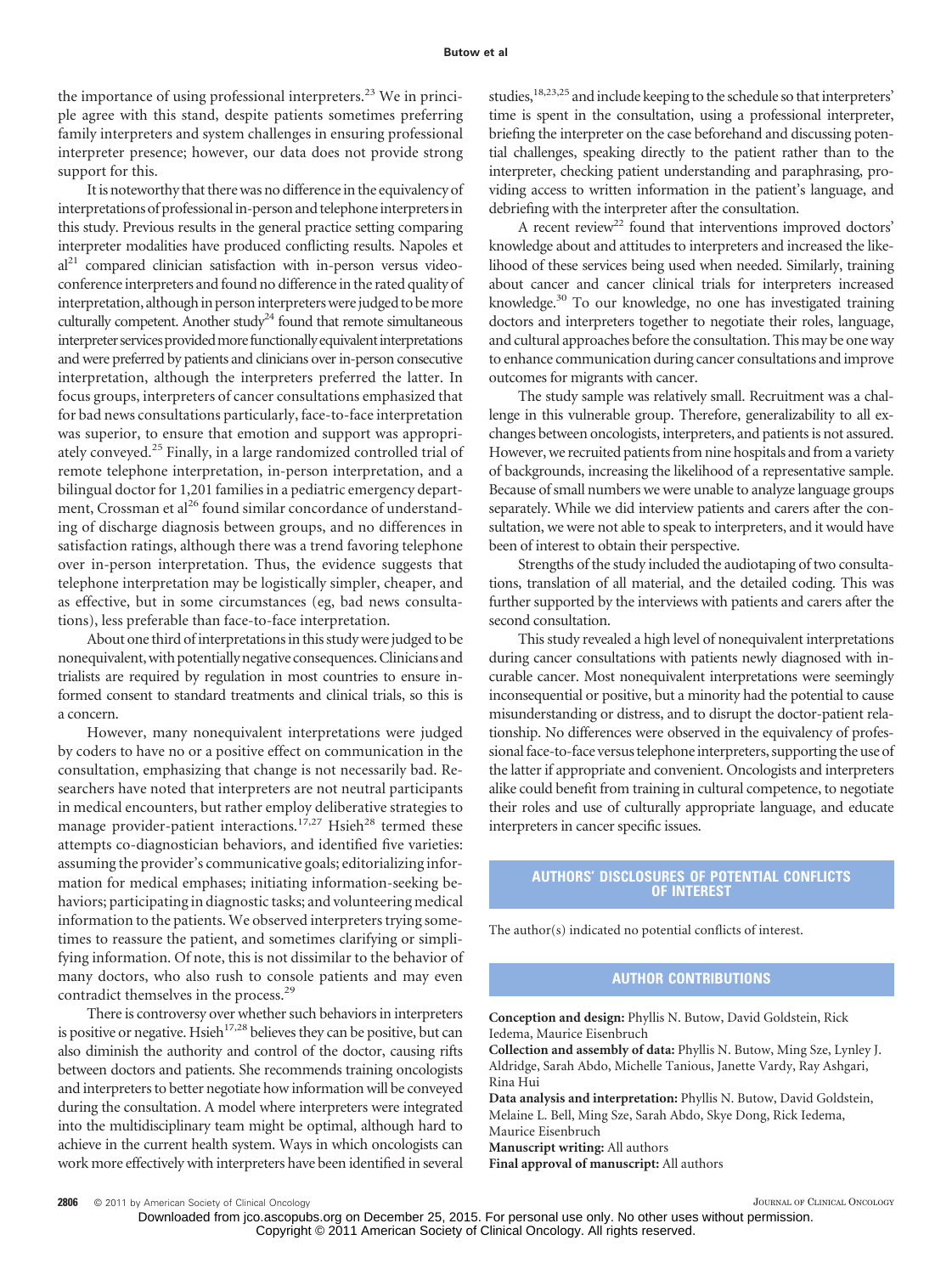the importance of using professional interpreters.[23] We in principle agree with this stand, despite patients sometimes preferring family interpreters and system challenges in ensuring professional interpreter presence; however, our data does not provide strong support for this.

It is noteworthy that there was no difference in the equivalency of interpretations of professional in-person and telephone interpreters in this study. Previous results in the general practice setting comparing interpreter modalities have produced conflicting results. Napoles et al[21] compared clinician satisfaction with in-person versus videoconference interpreters and found no difference in the rated quality of interpretation, although in person interpreters were judged to be more culturally competent. Another study[24] found that remote simultaneous interpreter services provided more functionally equivalent interpretations and were preferred by patients and clinicians over in-person consecutive interpretation, although the interpreters preferred the latter. In focus groups, interpreters of cancer consultations emphasized that for bad news consultations particularly, face-to-face interpretation was superior, to ensure that emotion and support was appropriately conveyed.[25] Finally, in a large randomized controlled trial of remote telephone interpretation, in-person interpretation, and a bilingual doctor for 1,201 families in a pediatric emergency department, Crossman et al[26] found similar concordance of understanding of discharge diagnosis between groups, and no differences in satisfaction ratings, although there was a trend favoring telephone over in-person interpretation. Thus, the evidence suggests that telephone interpretation may be logistically simpler, cheaper, and as effective, but in some circumstances (eg, bad news consultations), less preferable than face-to-face interpretation.

About one third of interpretations in this study were judged to be nonequivalent, with potentially negative consequences. Clinicians and trialists are required by regulation in most countries to ensure informed consent to standard treatments and clinical trials, so this is a concern.

However, many nonequivalent interpretations were judged by coders to have no or a positive effect on communication in the consultation, emphasizing that change is not necessarily bad. Researchers have noted that interpreters are not neutral participants in medical encounters, but rather employ deliberative strategies to manage provider-patient interactions.[17,27] Hsieh[28] termed these attempts co-diagnostician behaviors, and identified five varieties: assuming the provider's communicative goals; editorializing information for medical emphases; initiating information-seeking behaviors; participating in diagnostic tasks; and volunteering medical information to the patients. We observed interpreters trying sometimes to reassure the patient, and sometimes clarifying or simplifying information. Of note, this is not dissimilar to the behavior of many doctors, who also rush to console patients and may even contradict themselves in the process.[29]

There is controversy over whether such behaviors in interpreters is positive or negative. Hsieh[17,28] believes they can be positive, but can also diminish the authority and control of the doctor, causing rifts between doctors and patients. She recommends training oncologists and interpreters to better negotiate how information will be conveyed during the consultation. A model where interpreters were integrated into the multidisciplinary team might be optimal, although hard to achieve in the current health system. Ways in which oncologists can work more effectively with interpreters have been identified in several studies,[18,23,25] and include keeping to the schedule so that interpreters' time is spent in the consultation, using a professional interpreter, briefing the interpreter on the case beforehand and discussing potential challenges, speaking directly to the patient rather than to the interpreter, checking patient understanding and paraphrasing, providing access to written information in the patient's language, and debriefing with the interpreter after the consultation.

A recent review[22] found that interventions improved doctors' knowledge about and attitudes to interpreters and increased the likelihood of these services being used when needed. Similarly, training about cancer and cancer clinical trials for interpreters increased knowledge.[30] To our knowledge, no one has investigated training doctors and interpreters together to negotiate their roles, language, and cultural approaches before the consultation. This may be one way to enhance communication during cancer consultations and improve outcomes for migrants with cancer.

The study sample was relatively small. Recruitment was a challenge in this vulnerable group. Therefore, generalizability to all exchanges between oncologists, interpreters, and patients is not assured. However, we recruited patients from nine hospitals and from a variety of backgrounds, increasing the likelihood of a representative sample. Because of small numbers we were unable to analyze language groups separately. While we did interview patients and carers after the consultation, we were not able to speak to interpreters, and it would have been of interest to obtain their perspective.

Strengths of the study included the audiotaping of two consultations, translation of all material, and the detailed coding. This was further supported by the interviews with patients and carers after the second consultation.

This study revealed a high level of nonequivalent interpretations during cancer consultations with patients newly diagnosed with incurable cancer. Most nonequivalent interpretations were seemingly inconsequential or positive, but a minority had the potential to cause misunderstanding or distress, and to disrupt the doctor-patient relationship. No differences were observed in the equivalency of professional face-to-face versus telephone interpreters, supporting the use of the latter if appropriate and convenient. Oncologists and interpreters alike could benefit from training in cultural competence, to negotiate their roles and use of culturally appropriate language, and educate interpreters in cancer specific issues.

## AUTHORS' DISCLOSURES OF POTENTIAL CONFLICTS OF INTEREST

The author(s) indicated no potential conflicts of interest.

## AUTHOR CONTRIBUTIONS

**Conception and design:** Phyllis N. Butow, David Goldstein, Rick Iedema, Maurice Eisenbruch

**Collection and assembly of data:** Phyllis N. Butow, Ming Sze, Lynley J. Aldridge, Sarah Abdo, Michelle Tanious, Janette Vardy, Ray Ashgari, Rina Hui

**Data analysis and interpretation:** Phyllis N. Butow, David Goldstein, Melaine L. Bell, Ming Sze, Sarah Abdo, Skye Dong, Rick Iedema, Maurice Eisenbruch

**Manuscript writing:** All authors

**Final approval of manuscript:** All authors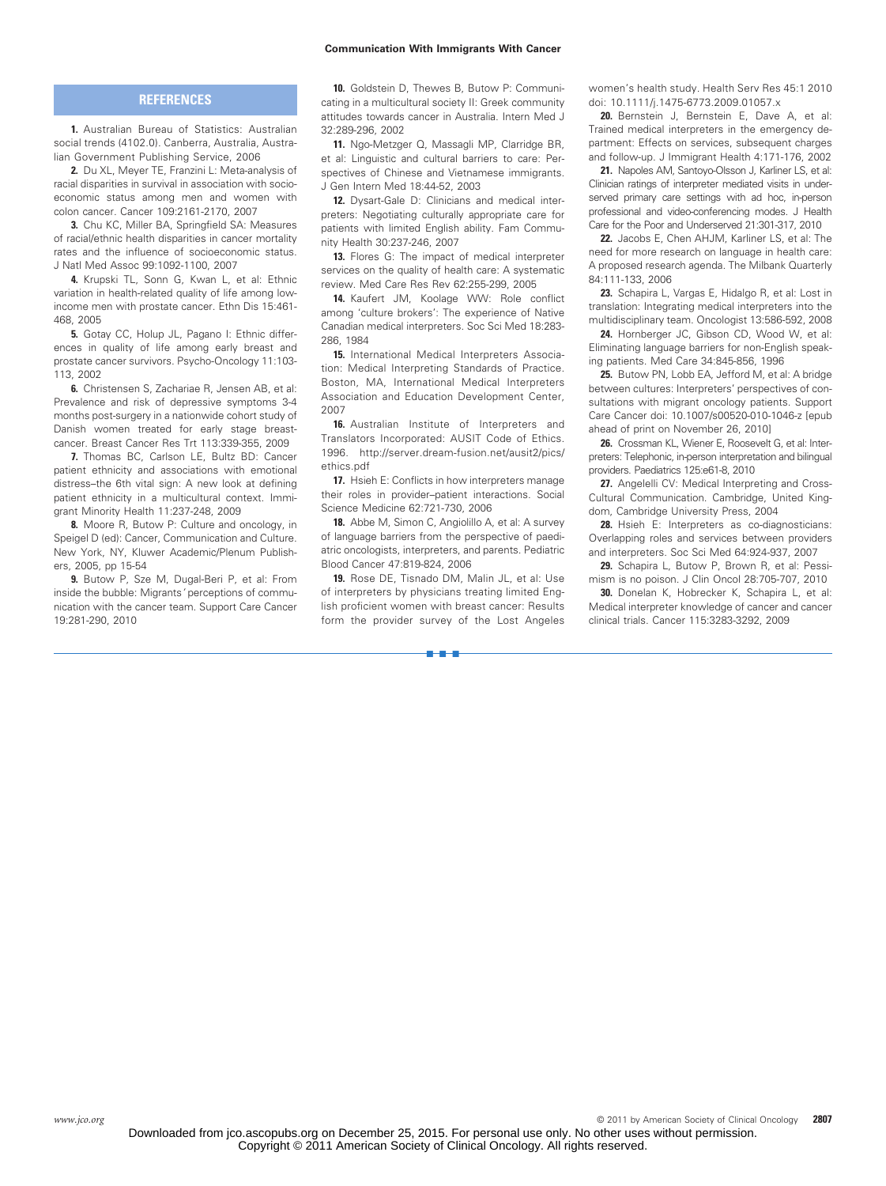## REFERENCES

**1.** Australian Bureau of Statistics: Australian social trends (4102.0). Canberra, Australia, Australian Government Publishing Service, 2006

**2.** Du XL, Meyer TE, Franzini L: Meta-analysis of racial disparities in survival in association with socioeconomic status among men and women with colon cancer. Cancer 109:2161-2170, 2007

**3.** Chu KC, Miller BA, Springfield SA: Measures of racial/ethnic health disparities in cancer mortality rates and the influence of socioeconomic status. J Natl Med Assoc 99:1092-1100, 2007

**4.** Krupski TL, Sonn G, Kwan L, et al: Ethnic variation in health-related quality of life among low-income men with prostate cancer. Ethn Dis 15:461-468, 2005

**5.** Gotay CC, Holup JL, Pagano I: Ethnic differences in quality of life among early breast and prostate cancer survivors. Psycho-Oncology 11:103-113, 2002

**6.** Christensen S, Zachariae R, Jensen AB, et al: Prevalence and risk of depressive symptoms 3-4 months post-surgery in a nationwide cohort study of Danish women treated for early stage breast-cancer. Breast Cancer Res Trt 113:339-355, 2009

**7.** Thomas BC, Carlson LE, Bultz BD: Cancer patient ethnicity and associations with emotional distress–the 6th vital sign: A new look at defining patient ethnicity in a multicultural context. Immigrant Minority Health 11:237-248, 2009

**8.** Moore R, Butow P: Culture and oncology, in Speigel D (ed): Cancer, Communication and Culture. New York, NY, Kluwer Academic/Plenum Publishers, 2005, pp 15-54

**9.** Butow P, Sze M, Dugal-Beri P, et al: From inside the bubble: Migrants' perceptions of communication with the cancer team. Support Care Cancer 19:281-290, 2010

**10.** Goldstein D, Thewes B, Butow P: Communicating in a multicultural society II: Greek community attitudes towards cancer in Australia. Intern Med J 32:289-296, 2002

**11.** Ngo-Metzger Q, Massagli MP, Clarridge BR, et al: Linguistic and cultural barriers to care: Perspectives of Chinese and Vietnamese immigrants. J Gen Intern Med 18:44-52, 2003

**12.** Dysart-Gale D: Clinicians and medical interpreters: Negotiating culturally appropriate care for patients with limited English ability. Fam Community Health 30:237-246, 2007

**13.** Flores G: The impact of medical interpreter services on the quality of health care: A systematic review. Med Care Res Rev 62:255-299, 2005

**14.** Kaufert JM, Koolage WW: Role conflict among 'culture brokers': The experience of Native Canadian medical interpreters. Soc Sci Med 18:283-286, 1984

**15.** International Medical Interpreters Association: Medical Interpreting Standards of Practice. Boston, MA, International Medical Interpreters Association and Education Development Center, 2007

**16.** Australian Institute of Interpreters and Translators Incorporated: AUSIT Code of Ethics. 1996. http://server.dream-fusion.net/ausit2/pics/ethics.pdf

**17.** Hsieh E: Conflicts in how interpreters manage their roles in provider–patient interactions. Social Science Medicine 62:721-730, 2006

**18.** Abbe M, Simon C, Angiolillo A, et al: A survey of language barriers from the perspective of paediatric oncologists, interpreters, and parents. Pediatric Blood Cancer 47:819-824, 2006

**19.** Rose DE, Tisnado DM, Malin JL, et al: Use of interpreters by physicians treating limited English proficient women with breast cancer: Results form the provider survey of the Lost Angeles women's health study. Health Serv Res 45:1 2010 doi: 10.1111/j.1475-6773.2009.01057.x

**20.** Bernstein J, Bernstein E, Dave A, et al: Trained medical interpreters in the emergency department: Effects on services, subsequent charges and follow-up. J Immigrant Health 4:171-176, 2002

**21.** Napoles AM, Santoyo-Olsson J, Karliner LS, et al: Clinician ratings of interpreter mediated visits in underserved primary care settings with ad hoc, in-person professional and video-conferencing modes. J Health Care for the Poor and Underserved 21:301-317, 2010

**22.** Jacobs E, Chen AHJM, Karliner LS, et al: The need for more research on language in health care: A proposed research agenda. The Milbank Quarterly 84:111-133, 2006

**23.** Schapira L, Vargas E, Hidalgo R, et al: Lost in translation: Integrating medical interpreters into the multidisciplinary team. Oncologist 13:586-592, 2008

**24.** Hornberger JC, Gibson CD, Wood W, et al: Eliminating language barriers for non-English speaking patients. Med Care 34:845-856, 1996

**25.** Butow PN, Lobb EA, Jefford M, et al: A bridge between cultures: Interpreters' perspectives of consultations with migrant oncology patients. Support Care Cancer doi: 10.1007/s00520-010-1046-z [epub ahead of print on November 26, 2010]

**26.** Crossman KL, Wiener E, Roosevelt G, et al: Interpreters: Telephonic, in-person interpretation and bilingual providers. Paediatrics 125:e61-8, 2010

**27.** Angelelli CV: Medical Interpreting and Cross-Cultural Communication. Cambridge, United Kingdom, Cambridge University Press, 2004

**28.** Hsieh E: Interpreters as co-diagnosticians: Overlapping roles and services between providers and interpreters. Soc Sci Med 64:924-937, 2007

**29.** Schapira L, Butow P, Brown R, et al: Pessimism is no poison. J Clin Oncol 28:705-707, 2010

**30.** Donelan K, Hobrecker K, Schapira L, et al: Medical interpreter knowledge of cancer and cancer clinical trials. Cancer 115:3283-3292, 2009